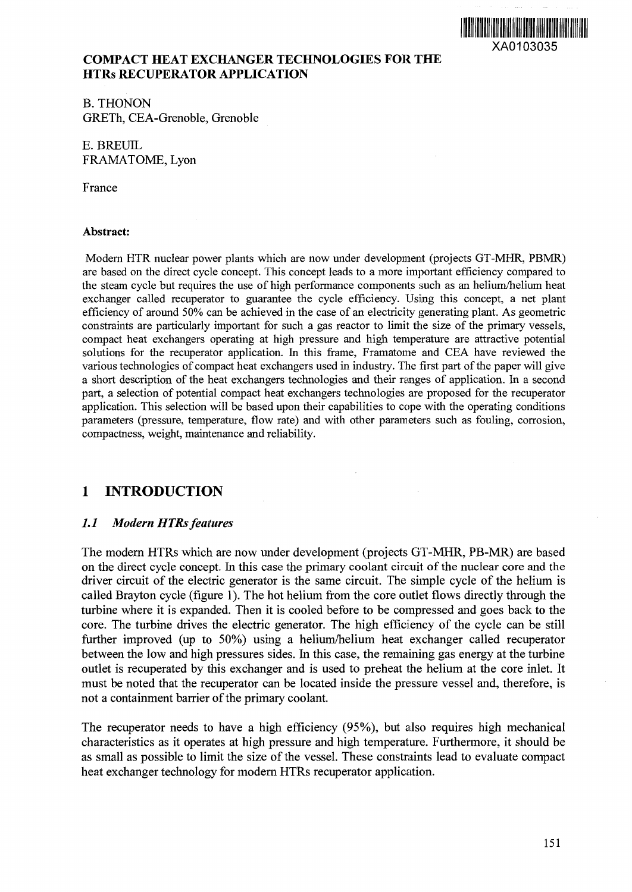XA0103035

# COMPACT HEAT EXCHANGER TECHNOLOGIES FOR THE HTRs RECUPERATOR APPLICATION

B. THONON
GRETh, CEA-Grenoble, Grenoble

E. BREUIL
FRAMATOME, Lyon

France

**Abstract:**

Modern HTR nuclear power plants which are now under development (projects GT-MHR, PBMR) are based on the direct cycle concept. This concept leads to a more important efficiency compared to the steam cycle but requires the use of high performance components such as an helium/helium heat exchanger called recuperator to guarantee the cycle efficiency. Using this concept, a net plant efficiency of around 50% can be achieved in the case of an electricity generating plant. As geometric constraints are particularly important for such a gas reactor to limit the size of the primary vessels, compact heat exchangers operating at high pressure and high temperature are attractive potential solutions for the recuperator application. In this frame, Framatome and CEA have reviewed the various technologies of compact heat exchangers used in industry. The first part of the paper will give a short description of the heat exchangers technologies and their ranges of application. In a second part, a selection of potential compact heat exchangers technologies are proposed for the recuperator application. This selection will be based upon their capabilities to cope with the operating conditions parameters (pressure, temperature, flow rate) and with other parameters such as fouling, corrosion, compactness, weight, maintenance and reliability.

## 1 INTRODUCTION

### *1.1 Modern HTRs features*

The modern HTRs which are now under development (projects GT-MHR, PB-MR) are based on the direct cycle concept. In this case the primary coolant circuit of the nuclear core and the driver circuit of the electric generator is the same circuit. The simple cycle of the helium is called Brayton cycle (figure 1). The hot helium from the core outlet flows directly through the turbine where it is expanded. Then it is cooled before to be compressed and goes back to the core. The turbine drives the electric generator. The high efficiency of the cycle can be still further improved (up to 50%) using a helium/helium heat exchanger called recuperator between the low and high pressures sides. In this case, the remaining gas energy at the turbine outlet is recuperated by this exchanger and is used to preheat the helium at the core inlet. It must be noted that the recuperator can be located inside the pressure vessel and, therefore, is not a containment barrier of the primary coolant.

The recuperator needs to have a high efficiency (95%), but also requires high mechanical characteristics as it operates at high pressure and high temperature. Furthermore, it should be as small as possible to limit the size of the vessel. These constraints lead to evaluate compact heat exchanger technology for modern HTRs recuperator application.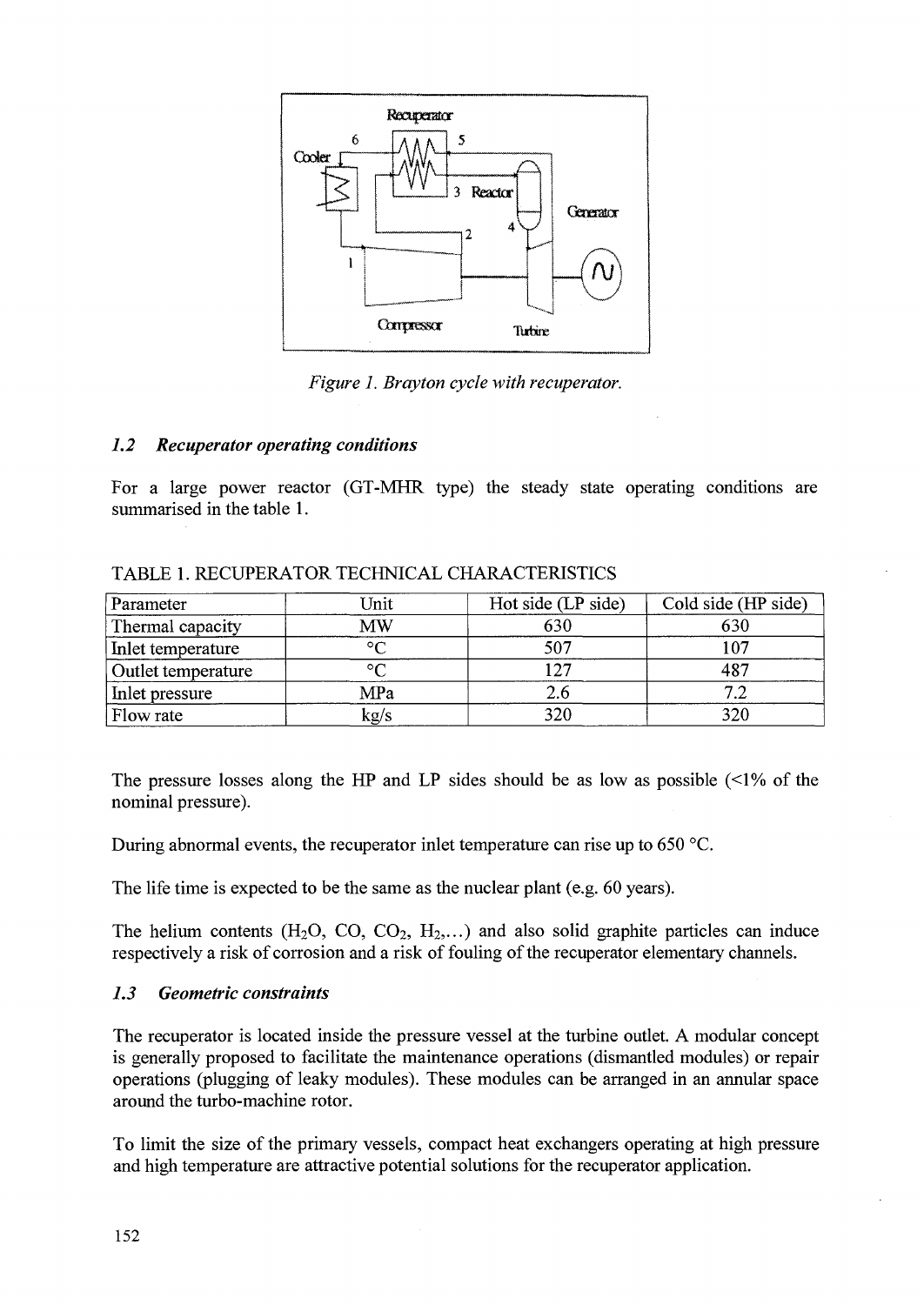*Figure 1. Brayton cycle with recuperator.*

### *1.2 Recuperator operating conditions*

For a large power reactor (GT-MHR type) the steady state operating conditions are summarised in the table 1.

TABLE 1. RECUPERATOR TECHNICAL CHARACTERISTICS

| Parameter | Unit | Hot side (LP side) | Cold side (HP side) |
|---|---|---|---|
| Thermal capacity | MW | 630 | 630 |
| Inlet temperature | °C | 507 | 107 |
| Outlet temperature | °C | 127 | 487 |
| Inlet pressure | MPa | 2.6 | 7.2 |
| Flow rate | kg/s | 320 | 320 |

The pressure losses along the HP and LP sides should be as low as possible (<1% of the nominal pressure).

During abnormal events, the recuperator inlet temperature can rise up to 650 °C.

The life time is expected to be the same as the nuclear plant (e.g. 60 years).

The helium contents ($H_2O$, $CO$, $CO_2$, $H_2$,...) and also solid graphite particles can induce respectively a risk of corrosion and a risk of fouling of the recuperator elementary channels.

### *1.3 Geometric constraints*

The recuperator is located inside the pressure vessel at the turbine outlet. A modular concept is generally proposed to facilitate the maintenance operations (dismantled modules) or repair operations (plugging of leaky modules). These modules can be arranged in an annular space around the turbo-machine rotor.

To limit the size of the primary vessels, compact heat exchangers operating at high pressure and high temperature are attractive potential solutions for the recuperator application.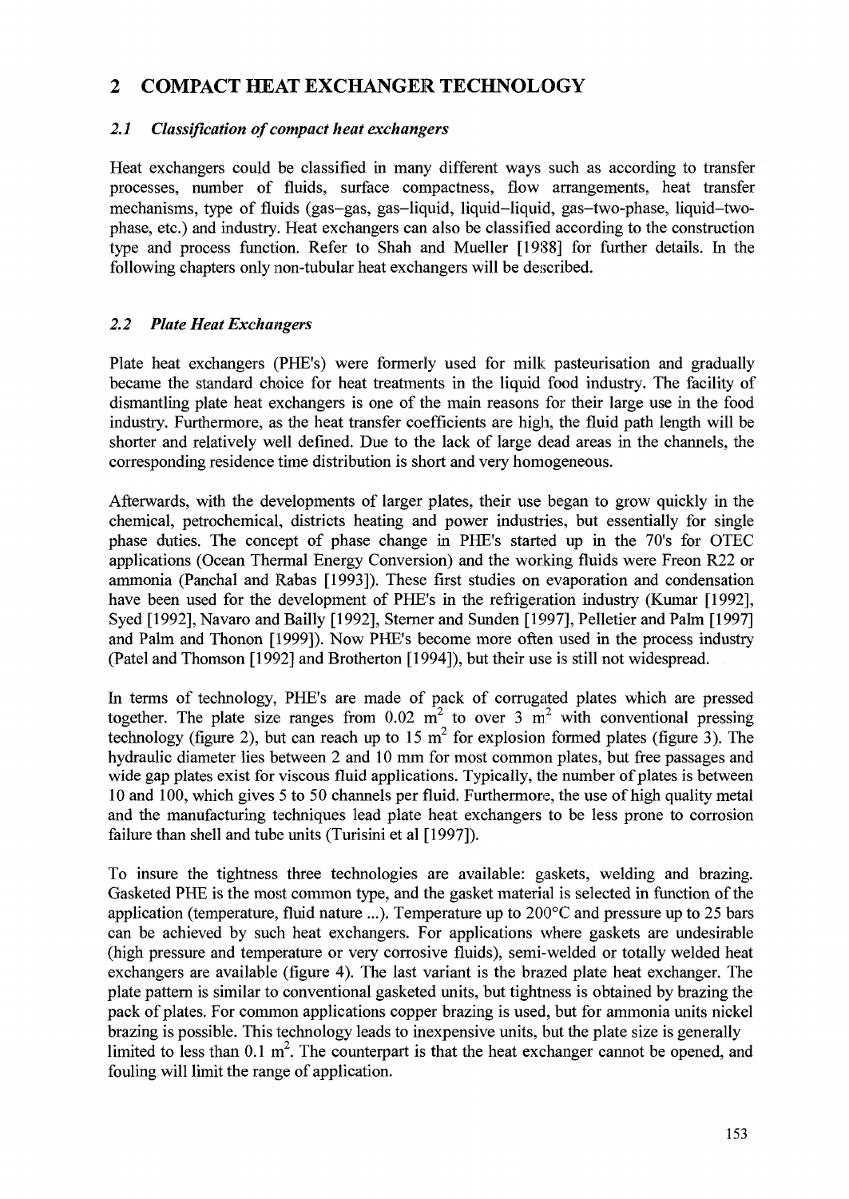# 2 COMPACT HEAT EXCHANGER TECHNOLOGY

## *2.1 Classification of compact heat exchangers*

Heat exchangers could be classified in many different ways such as according to transfer processes, number of fluids, surface compactness, flow arrangements, heat transfer mechanisms, type of fluids (gas–gas, gas–liquid, liquid–liquid, gas–two-phase, liquid–two-phase, etc.) and industry. Heat exchangers can also be classified according to the construction type and process function. Refer to Shah and Mueller [1988] for further details. In the following chapters only non-tubular heat exchangers will be described.

## *2.2 Plate Heat Exchangers*

Plate heat exchangers (PHE's) were formerly used for milk pasteurisation and gradually became the standard choice for heat treatments in the liquid food industry. The facility of dismantling plate heat exchangers is one of the main reasons for their large use in the food industry. Furthermore, as the heat transfer coefficients are high, the fluid path length will be shorter and relatively well defined. Due to the lack of large dead areas in the channels, the corresponding residence time distribution is short and very homogeneous.

Afterwards, with the developments of larger plates, their use began to grow quickly in the chemical, petrochemical, districts heating and power industries, but essentially for single phase duties. The concept of phase change in PHE's started up in the 70's for OTEC applications (Ocean Thermal Energy Conversion) and the working fluids were Freon R22 or ammonia (Panchal and Rabas [1993]). These first studies on evaporation and condensation have been used for the development of PHE's in the refrigeration industry (Kumar [1992], Syed [1992], Navaro and Bailly [1992], Sterner and Sunden [1997], Pelletier and Palm [1997] and Palm and Thonon [1999]). Now PHE's become more often used in the process industry (Patel and Thomson [1992] and Brotherton [1994]), but their use is still not widespread.

In terms of technology, PHE's are made of pack of corrugated plates which are pressed together. The plate size ranges from 0.02 $m^2$ to over 3 $m^2$ with conventional pressing technology (figure 2), but can reach up to 15 $m^2$ for explosion formed plates (figure 3). The hydraulic diameter lies between 2 and 10 mm for most common plates, but free passages and wide gap plates exist for viscous fluid applications. Typically, the number of plates is between 10 and 100, which gives 5 to 50 channels per fluid. Furthermore, the use of high quality metal and the manufacturing techniques lead plate heat exchangers to be less prone to corrosion failure than shell and tube units (Turisini et al [1997]).

To insure the tightness three technologies are available: gaskets, welding and brazing. Gasketed PHE is the most common type, and the gasket material is selected in function of the application (temperature, fluid nature ...). Temperature up to 200°C and pressure up to 25 bars can be achieved by such heat exchangers. For applications where gaskets are undesirable (high pressure and temperature or very corrosive fluids), semi-welded or totally welded heat exchangers are available (figure 4). The last variant is the brazed plate heat exchanger. The plate pattern is similar to conventional gasketed units, but tightness is obtained by brazing the pack of plates. For common applications copper brazing is used, but for ammonia units nickel brazing is possible. This technology leads to inexpensive units, but the plate size is generally limited to less than 0.1 $m^2$. The counterpart is that the heat exchanger cannot be opened, and fouling will limit the range of application.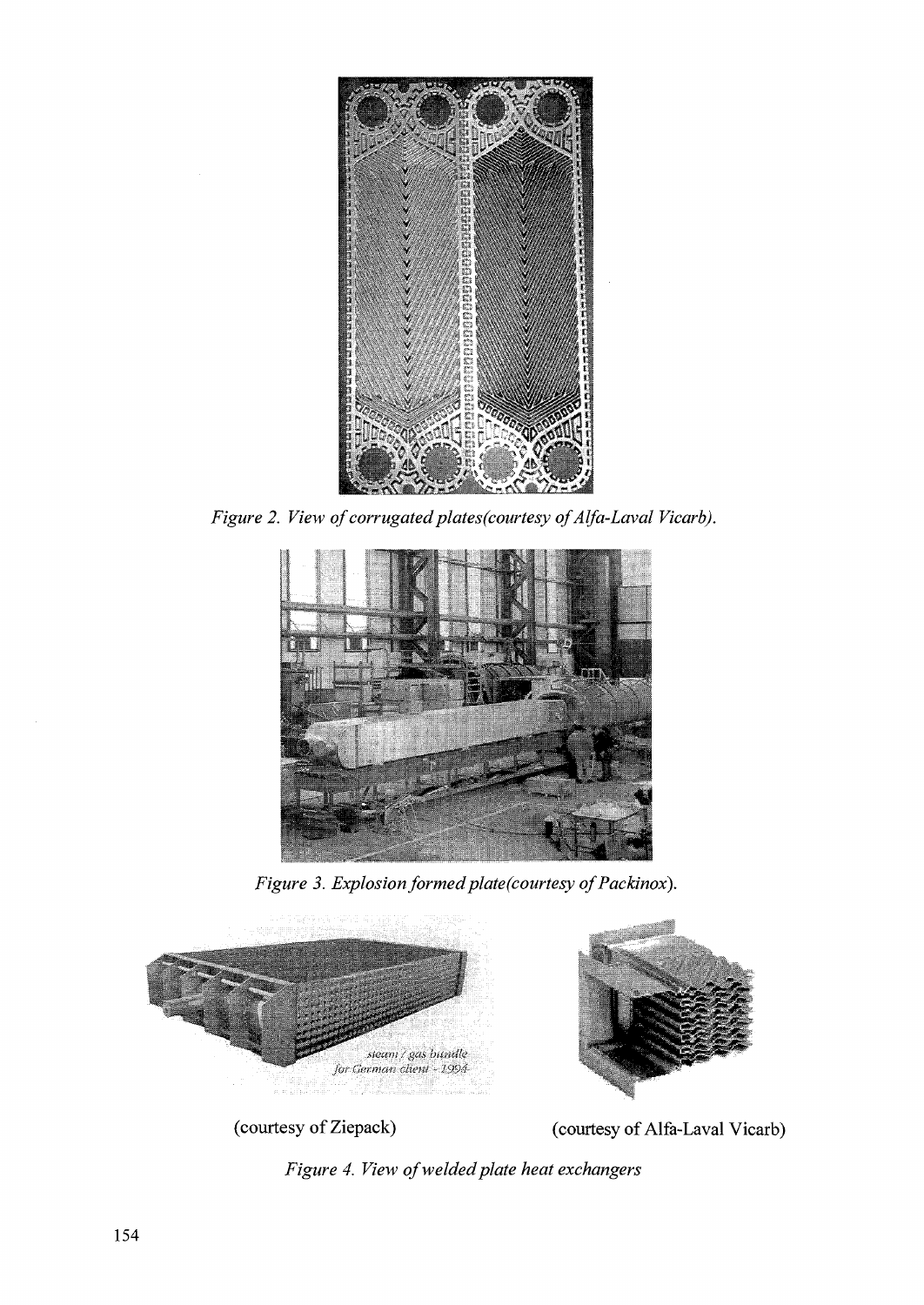*Figure 2. View of corrugated plates(courtesy of Alfa-Laval Vicarb).*

*Figure 3. Explosion formed plate(courtesy of Packinox).*

(courtesy of Ziepack) (courtesy of Alfa-Laval Vicarb)

*Figure 4. View of welded plate heat exchangers*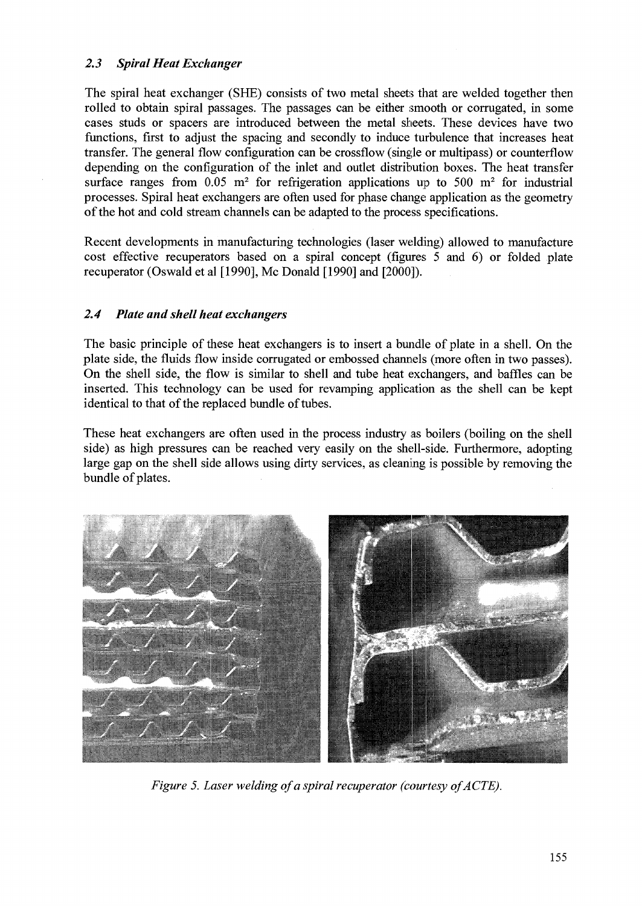### *2.3 Spiral Heat Exchanger*

The spiral heat exchanger (SHE) consists of two metal sheets that are welded together then rolled to obtain spiral passages. The passages can be either smooth or corrugated, in some cases studs or spacers are introduced between the metal sheets. These devices have two functions, first to adjust the spacing and secondly to induce turbulence that increases heat transfer. The general flow configuration can be crossflow (single or multipass) or counterflow depending on the configuration of the inlet and outlet distribution boxes. The heat transfer surface ranges from 0.05 $m^2$ for refrigeration applications up to 500 $m^2$ for industrial processes. Spiral heat exchangers are often used for phase change application as the geometry of the hot and cold stream channels can be adapted to the process specifications.

Recent developments in manufacturing technologies (laser welding) allowed to manufacture cost effective recuperators based on a spiral concept (figures 5 and 6) or folded plate recuperator (Oswald et al [1990], Mc Donald [1990] and [2000]).

### *2.4 Plate and shell heat exchangers*

The basic principle of these heat exchangers is to insert a bundle of plate in a shell. On the plate side, the fluids flow inside corrugated or embossed channels (more often in two passes). On the shell side, the flow is similar to shell and tube heat exchangers, and baffles can be inserted. This technology can be used for revamping application as the shell can be kept identical to that of the replaced bundle of tubes.

These heat exchangers are often used in the process industry as boilers (boiling on the shell side) as high pressures can be reached very easily on the shell-side. Furthermore, adopting large gap on the shell side allows using dirty services, as cleaning is possible by removing the bundle of plates.

*Figure 5. Laser welding of a spiral recuperator (courtesy of ACTE).*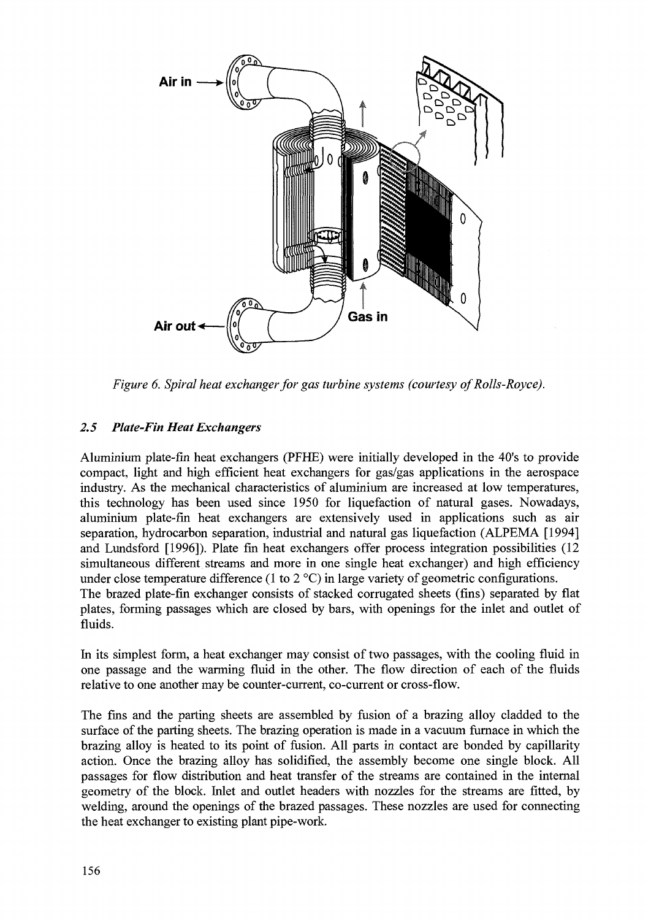Air in

Air out

Gas in

*Figure 6. Spiral heat exchanger for gas turbine systems (courtesy of Rolls-Royce).*

### *2.5 Plate-Fin Heat Exchangers*

Aluminium plate-fin heat exchangers (PFHE) were initially developed in the 40's to provide compact, light and high efficient heat exchangers for gas/gas applications in the aerospace industry. As the mechanical characteristics of aluminium are increased at low temperatures, this technology has been used since 1950 for liquefaction of natural gases. Nowadays, aluminium plate-fin heat exchangers are extensively used in applications such as air separation, hydrocarbon separation, industrial and natural gas liquefaction (ALPEMA [1994] and Lundsford [1996]). Plate fin heat exchangers offer process integration possibilities (12 simultaneous different streams and more in one single heat exchanger) and high efficiency under close temperature difference (1 to 2 °C) in large variety of geometric configurations.
The brazed plate-fin exchanger consists of stacked corrugated sheets (fins) separated by flat plates, forming passages which are closed by bars, with openings for the inlet and outlet of fluids.

In its simplest form, a heat exchanger may consist of two passages, with the cooling fluid in one passage and the warming fluid in the other. The flow direction of each of the fluids relative to one another may be counter-current, co-current or cross-flow.

The fins and the parting sheets are assembled by fusion of a brazing alloy cladded to the surface of the parting sheets. The brazing operation is made in a vacuum furnace in which the brazing alloy is heated to its point of fusion. All parts in contact are bonded by capillarity action. Once the brazing alloy has solidified, the assembly become one single block. All passages for flow distribution and heat transfer of the streams are contained in the internal geometry of the block. Inlet and outlet headers with nozzles for the streams are fitted, by welding, around the openings of the brazed passages. These nozzles are used for connecting the heat exchanger to existing plant pipe-work.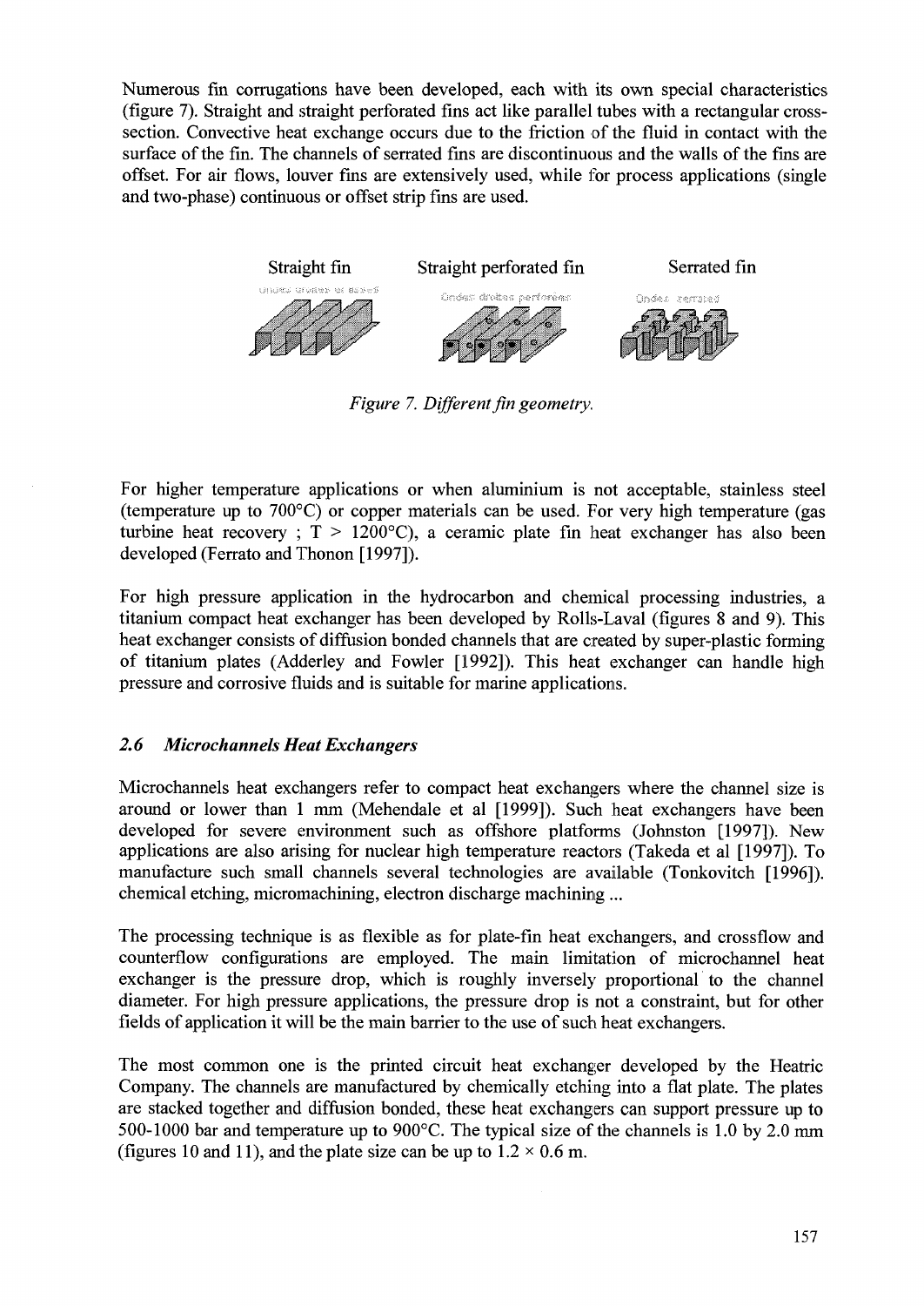Numerous fin corrugations have been developed, each with its own special characteristics (figure 7). Straight and straight perforated fins act like parallel tubes with a rectangular cross-section. Convective heat exchange occurs due to the friction of the fluid in contact with the surface of the fin. The channels of serrated fins are discontinuous and the walls of the fins are offset. For air flows, louver fins are extensively used, while for process applications (single and two-phase) continuous or offset strip fins are used.

Straight fin — Straight perforated fin — Serrated fin

*Figure 7. Different fin geometry.*

For higher temperature applications or when aluminium is not acceptable, stainless steel (temperature up to 700°C) or copper materials can be used. For very high temperature (gas turbine heat recovery ; T > 1200°C), a ceramic plate fin heat exchanger has also been developed (Ferrato and Thonon [1997]).

For high pressure application in the hydrocarbon and chemical processing industries, a titanium compact heat exchanger has been developed by Rolls-Laval (figures 8 and 9). This heat exchanger consists of diffusion bonded channels that are created by super-plastic forming of titanium plates (Adderley and Fowler [1992]). This heat exchanger can handle high pressure and corrosive fluids and is suitable for marine applications.

### *2.6 Microchannels Heat Exchangers*

Microchannels heat exchangers refer to compact heat exchangers where the channel size is around or lower than 1 mm (Mehendale et al [1999]). Such heat exchangers have been developed for severe environment such as offshore platforms (Johnston [1997]). New applications are also arising for nuclear high temperature reactors (Takeda et al [1997]). To manufacture such small channels several technologies are available (Tonkovitch [1996]). chemical etching, micromachining, electron discharge machining ...

The processing technique is as flexible as for plate-fin heat exchangers, and crossflow and counterflow configurations are employed. The main limitation of microchannel heat exchanger is the pressure drop, which is roughly inversely proportional to the channel diameter. For high pressure applications, the pressure drop is not a constraint, but for other fields of application it will be the main barrier to the use of such heat exchangers.

The most common one is the printed circuit heat exchanger developed by the Heatric Company. The channels are manufactured by chemically etching into a flat plate. The plates are stacked together and diffusion bonded, these heat exchangers can support pressure up to 500-1000 bar and temperature up to 900°C. The typical size of the channels is 1.0 by 2.0 mm (figures 10 and 11), and the plate size can be up to $1.2 \times 0.6$ m.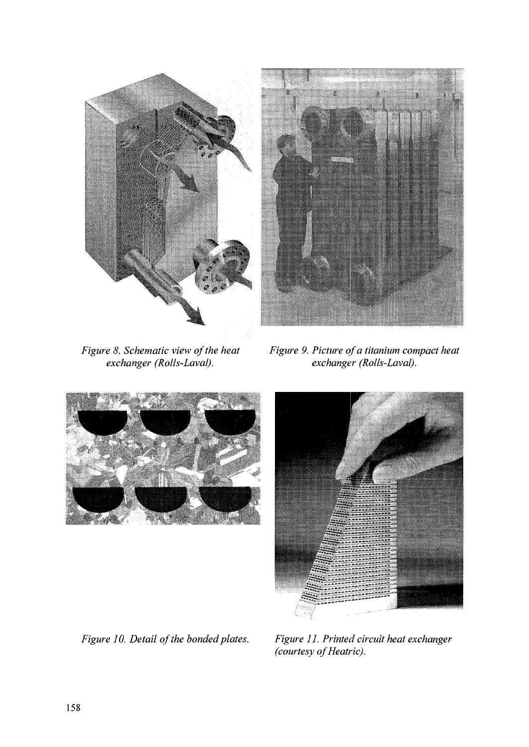*Figure 8. Schematic view of the heat exchanger (Rolls-Laval).*

*Figure 9. Picture of a titanium compact heat exchanger (Rolls-Laval).*

*Figure 10. Detail of the bonded plates.*

*Figure 11. Printed circuit heat exchanger (courtesy of Heatric).*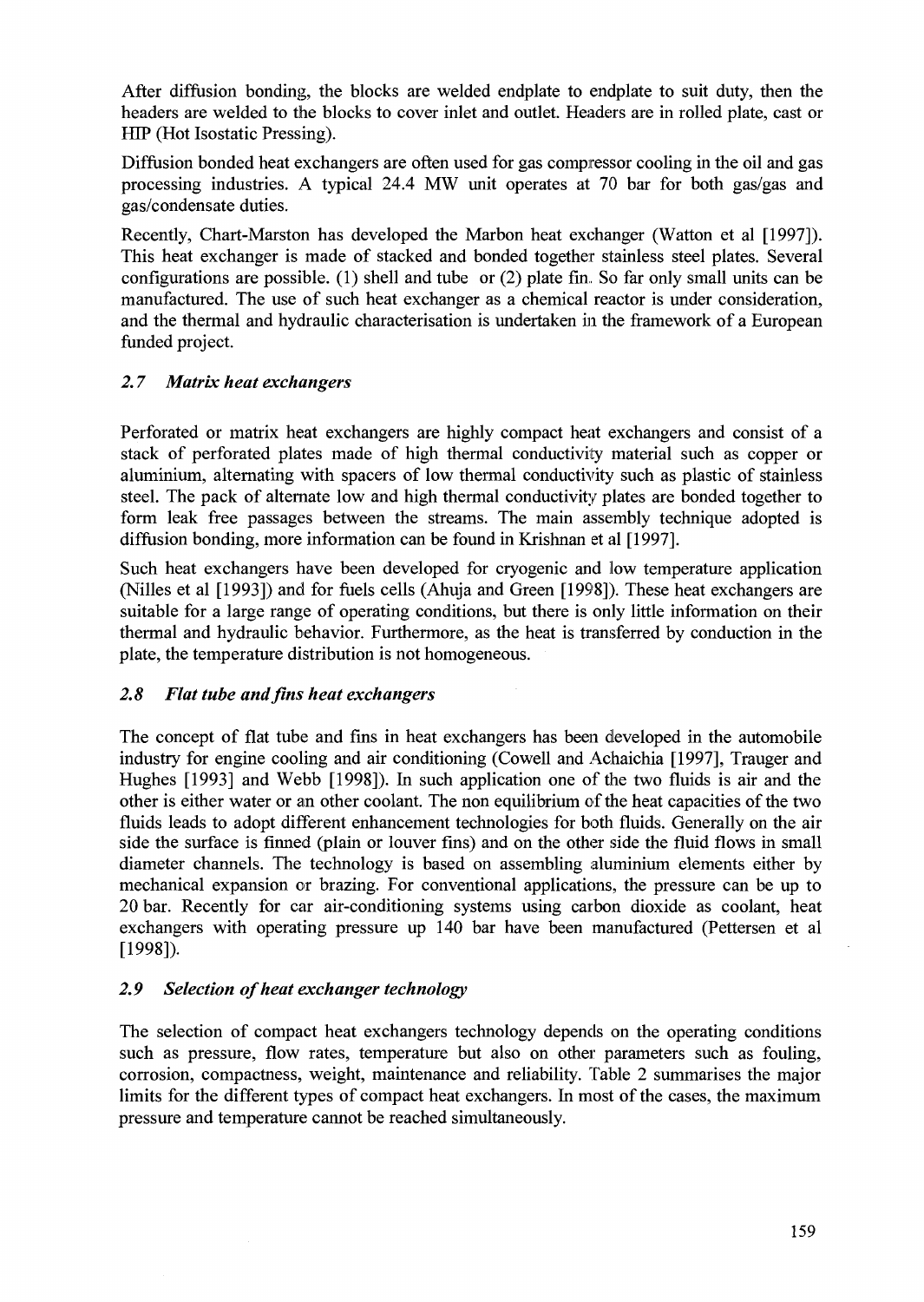After diffusion bonding, the blocks are welded endplate to endplate to suit duty, then the headers are welded to the blocks to cover inlet and outlet. Headers are in rolled plate, cast or HIP (Hot Isostatic Pressing).

Diffusion bonded heat exchangers are often used for gas compressor cooling in the oil and gas processing industries. A typical 24.4 MW unit operates at 70 bar for both gas/gas and gas/condensate duties.

Recently, Chart-Marston has developed the Marbon heat exchanger (Watton et al [1997]). This heat exchanger is made of stacked and bonded together stainless steel plates. Several configurations are possible. (1) shell and tube or (2) plate fin. So far only small units can be manufactured. The use of such heat exchanger as a chemical reactor is under consideration, and the thermal and hydraulic characterisation is undertaken in the framework of a European funded project.

### *2.7 Matrix heat exchangers*

Perforated or matrix heat exchangers are highly compact heat exchangers and consist of a stack of perforated plates made of high thermal conductivity material such as copper or aluminium, alternating with spacers of low thermal conductivity such as plastic of stainless steel. The pack of alternate low and high thermal conductivity plates are bonded together to form leak free passages between the streams. The main assembly technique adopted is diffusion bonding, more information can be found in Krishnan et al [1997].

Such heat exchangers have been developed for cryogenic and low temperature application (Nilles et al [1993]) and for fuels cells (Ahuja and Green [1998]). These heat exchangers are suitable for a large range of operating conditions, but there is only little information on their thermal and hydraulic behavior. Furthermore, as the heat is transferred by conduction in the plate, the temperature distribution is not homogeneous.

### *2.8 Flat tube and fins heat exchangers*

The concept of flat tube and fins in heat exchangers has been developed in the automobile industry for engine cooling and air conditioning (Cowell and Achaichia [1997], Trauger and Hughes [1993] and Webb [1998]). In such application one of the two fluids is air and the other is either water or an other coolant. The non equilibrium of the heat capacities of the two fluids leads to adopt different enhancement technologies for both fluids. Generally on the air side the surface is finned (plain or louver fins) and on the other side the fluid flows in small diameter channels. The technology is based on assembling aluminium elements either by mechanical expansion or brazing. For conventional applications, the pressure can be up to 20 bar. Recently for car air-conditioning systems using carbon dioxide as coolant, heat exchangers with operating pressure up 140 bar have been manufactured (Pettersen et al [1998]).

### *2.9 Selection of heat exchanger technology*

The selection of compact heat exchangers technology depends on the operating conditions such as pressure, flow rates, temperature but also on other parameters such as fouling, corrosion, compactness, weight, maintenance and reliability. Table 2 summarises the major limits for the different types of compact heat exchangers. In most of the cases, the maximum pressure and temperature cannot be reached simultaneously.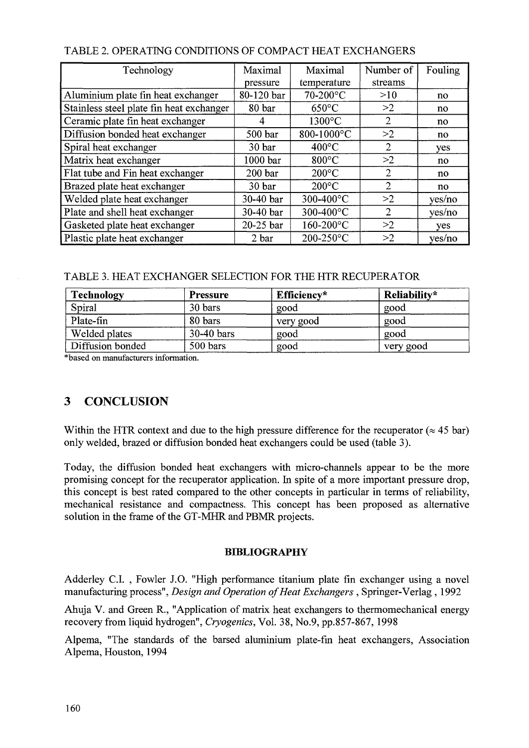TABLE 2. OPERATING CONDITIONS OF COMPACT HEAT EXCHANGERS

| Technology | Maximal pressure | Maximal temperature | Number of streams | Fouling |
|---|---|---|---|---|
| Aluminium plate fin heat exchanger | 80-120 bar | 70-200°C | >10 | no |
| Stainless steel plate fin heat exchanger | 80 bar | 650°C | >2 | no |
| Ceramic plate fin heat exchanger | 4 | 1300°C | 2 | no |
| Diffusion bonded heat exchanger | 500 bar | 800-1000°C | >2 | no |
| Spiral heat exchanger | 30 bar | 400°C | 2 | yes |
| Matrix heat exchanger | 1000 bar | 800°C | >2 | no |
| Flat tube and Fin heat exchanger | 200 bar | 200°C | 2 | no |
| Brazed plate heat exchanger | 30 bar | 200°C | 2 | no |
| Welded plate heat exchanger | 30-40 bar | 300-400°C | >2 | yes/no |
| Plate and shell heat exchanger | 30-40 bar | 300-400°C | 2 | yes/no |
| Gasketed plate heat exchanger | 20-25 bar | 160-200°C | >2 | yes |
| Plastic plate heat exchanger | 2 bar | 200-250°C | >2 | yes/no |

TABLE 3. HEAT EXCHANGER SELECTION FOR THE HTR RECUPERATOR

| **Technology** | **Pressure** | **Efficiency*** | **Reliability*** |
|---|---|---|---|
| Spiral | 30 bars | good | good |
| Plate-fin | 80 bars | very good | good |
| Welded plates | 30-40 bars | good | good |
| Diffusion bonded | 500 bars | good | very good |

*based on manufacturers information.

## 3 CONCLUSION

Within the HTR context and due to the high pressure difference for the recuperator ($\approx$ 45 bar) only welded, brazed or diffusion bonded heat exchangers could be used (table 3).

Today, the diffusion bonded heat exchangers with micro-channels appear to be the more promising concept for the recuperator application. In spite of a more important pressure drop, this concept is best rated compared to the other concepts in particular in terms of reliability, mechanical resistance and compactness. This concept has been proposed as alternative solution in the frame of the GT-MHR and PBMR projects.

### BIBLIOGRAPHY

Adderley C.I. , Fowler J.O. "High performance titanium plate fin exchanger using a novel manufacturing process", *Design and Operation of Heat Exchangers* , Springer-Verlag , 1992

Ahuja V. and Green R., "Application of matrix heat exchangers to thermomechanical energy recovery from liquid hydrogen", *Cryogenics*, Vol. 38, No.9, pp.857-867, 1998

Alpema, "The standards of the barsed aluminium plate-fin heat exchangers, Association Alpema, Houston, 1994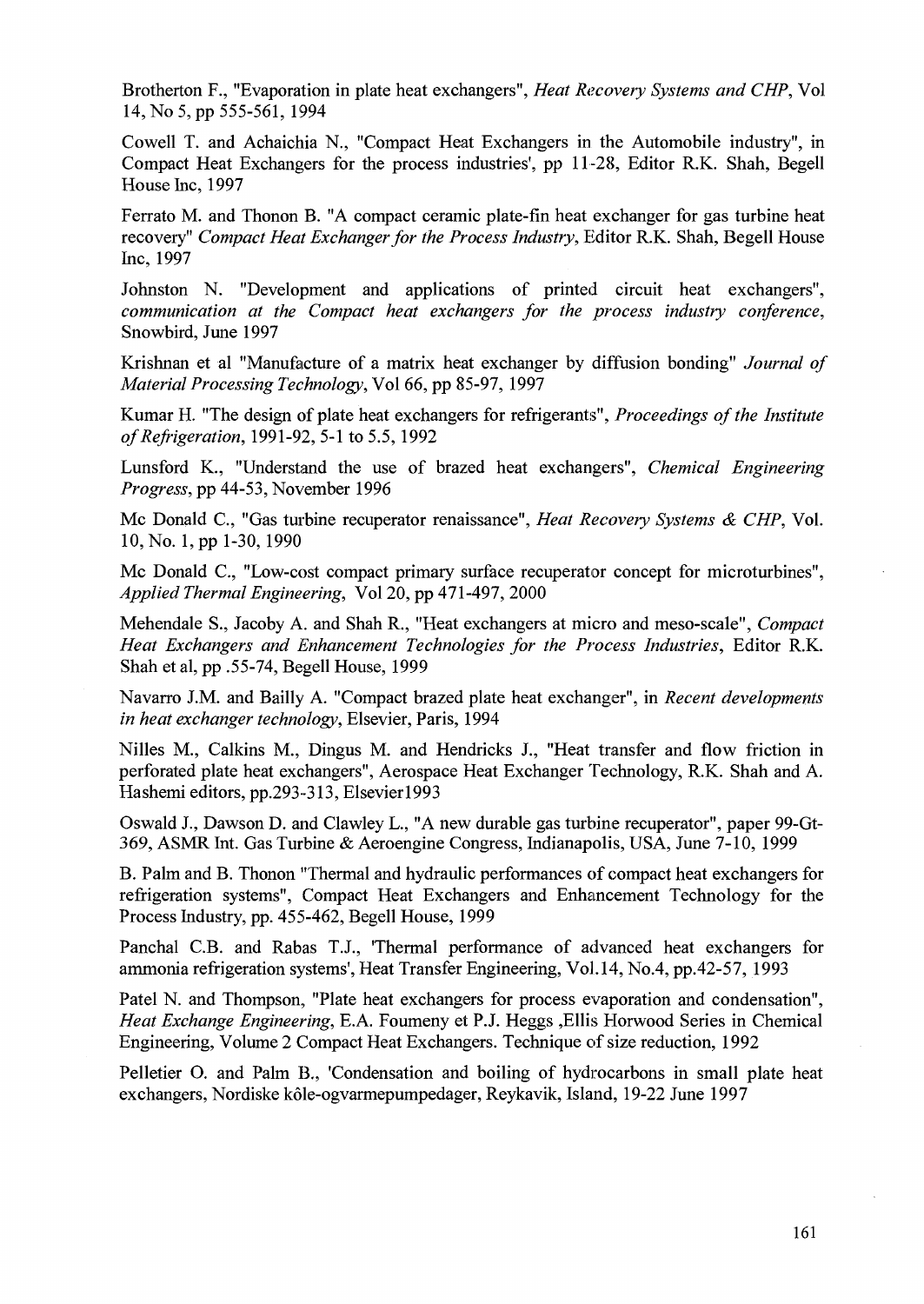Brotherton F., "Evaporation in plate heat exchangers", *Heat Recovery Systems and CHP*, Vol 14, No 5, pp 555-561, 1994

Cowell T. and Achaichia N., "Compact Heat Exchangers in the Automobile industry", in Compact Heat Exchangers for the process industries', pp 11-28, Editor R.K. Shah, Begell House Inc, 1997

Ferrato M. and Thonon B. "A compact ceramic plate-fin heat exchanger for gas turbine heat recovery" *Compact Heat Exchanger for the Process Industry*, Editor R.K. Shah, Begell House Inc, 1997

Johnston N. "Development and applications of printed circuit heat exchangers", *communication at the Compact heat exchangers for the process industry conference*, Snowbird, June 1997

Krishnan et al "Manufacture of a matrix heat exchanger by diffusion bonding" *Journal of Material Processing Technology*, Vol 66, pp 85-97, 1997

Kumar H. "The design of plate heat exchangers for refrigerants", *Proceedings of the Institute of Refrigeration*, 1991-92, 5-1 to 5.5, 1992

Lunsford K., "Understand the use of brazed heat exchangers", *Chemical Engineering Progress*, pp 44-53, November 1996

Mc Donald C., "Gas turbine recuperator renaissance", *Heat Recovery Systems & CHP*, Vol. 10, No. 1, pp 1-30, 1990

Mc Donald C., "Low-cost compact primary surface recuperator concept for microturbines", *Applied Thermal Engineering*, Vol 20, pp 471-497, 2000

Mehendale S., Jacoby A. and Shah R., "Heat exchangers at micro and meso-scale", *Compact Heat Exchangers and Enhancement Technologies for the Process Industries*, Editor R.K. Shah et al, pp .55-74, Begell House, 1999

Navarro J.M. and Bailly A. "Compact brazed plate heat exchanger", in *Recent developments in heat exchanger technology*, Elsevier, Paris, 1994

Nilles M., Calkins M., Dingus M. and Hendricks J., "Heat transfer and flow friction in perforated plate heat exchangers", Aerospace Heat Exchanger Technology, R.K. Shah and A. Hashemi editors, pp.293-313, Elsevier1993

Oswald J., Dawson D. and Clawley L., "A new durable gas turbine recuperator", paper 99-Gt-369, ASMR Int. Gas Turbine & Aeroengine Congress, Indianapolis, USA, June 7-10, 1999

B. Palm and B. Thonon "Thermal and hydraulic performances of compact heat exchangers for refrigeration systems", Compact Heat Exchangers and Enhancement Technology for the Process Industry, pp. 455-462, Begell House, 1999

Panchal C.B. and Rabas T.J., 'Thermal performance of advanced heat exchangers for ammonia refrigeration systems', Heat Transfer Engineering, Vol.14, No.4, pp.42-57, 1993

Patel N. and Thompson, "Plate heat exchangers for process evaporation and condensation", *Heat Exchange Engineering*, E.A. Foumeny et P.J. Heggs ,Ellis Horwood Series in Chemical Engineering, Volume 2 Compact Heat Exchangers. Technique of size reduction, 1992

Pelletier O. and Palm B., 'Condensation and boiling of hydrocarbons in small plate heat exchangers, Nordiske kôle-ogvarmepumpedager, Reykavik, Island, 19-22 June 1997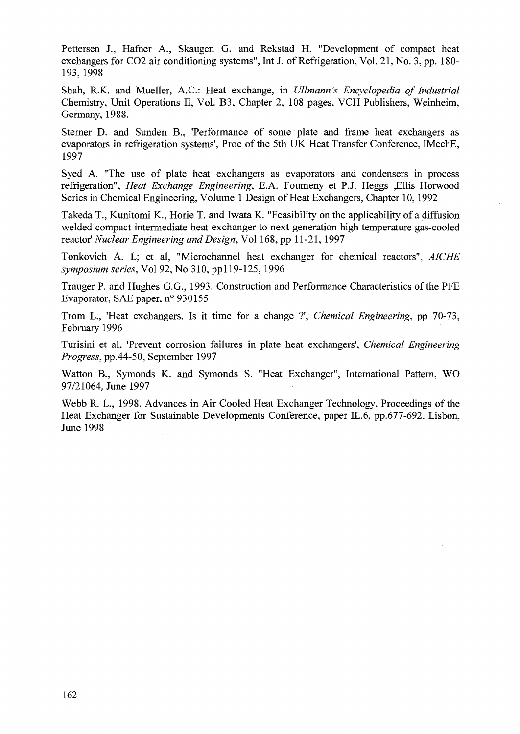Pettersen J., Hafner A., Skaugen G. and Rekstad H. "Development of compact heat exchangers for CO2 air conditioning systems", Int J. of Refrigeration, Vol. 21, No. 3, pp. 180-193, 1998

Shah, R.K. and Mueller, A.C.: Heat exchange, in *Ullmann's Encyclopedia of Industrial* Chemistry, Unit Operations II, Vol. B3, Chapter 2, 108 pages, VCH Publishers, Weinheim, Germany, 1988.

Sterner D. and Sunden B., 'Performance of some plate and frame heat exchangers as evaporators in refrigeration systems', Proc of the 5th UK Heat Transfer Conference, IMechE, 1997

Syed A. "The use of plate heat exchangers as evaporators and condensers in process refrigeration", *Heat Exchange Engineering*, E.A. Foumeny et P.J. Heggs ,Ellis Horwood Series in Chemical Engineering, Volume 1 Design of Heat Exchangers, Chapter 10, 1992

Takeda T., Kunitomi K., Horie T. and Iwata K. "Feasibility on the applicability of a diffusion welded compact intermediate heat exchanger to next generation high temperature gas-cooled reactor' *Nuclear Engineering and Design*, Vol 168, pp 11-21, 1997

Tonkovich A. L; et al, "Microchannel heat exchanger for chemical reactors", *AICHE symposium series*, Vol 92, No 310, pp119-125, 1996

Trauger P. and Hughes G.G., 1993. Construction and Performance Characteristics of the PFE Evaporator, SAE paper, n° 930155

Trom L., 'Heat exchangers. Is it time for a change ?', *Chemical Engineering*, pp 70-73, February 1996

Turisini et al, 'Prevent corrosion failures in plate heat exchangers', *Chemical Engineering Progress*, pp.44-50, September 1997

Watton B., Symonds K. and Symonds S. "Heat Exchanger", International Pattern, WO 97/21064, June 1997

Webb R. L., 1998. Advances in Air Cooled Heat Exchanger Technology, Proceedings of the Heat Exchanger for Sustainable Developments Conference, paper IL.6, pp.677-692, Lisbon, June 1998